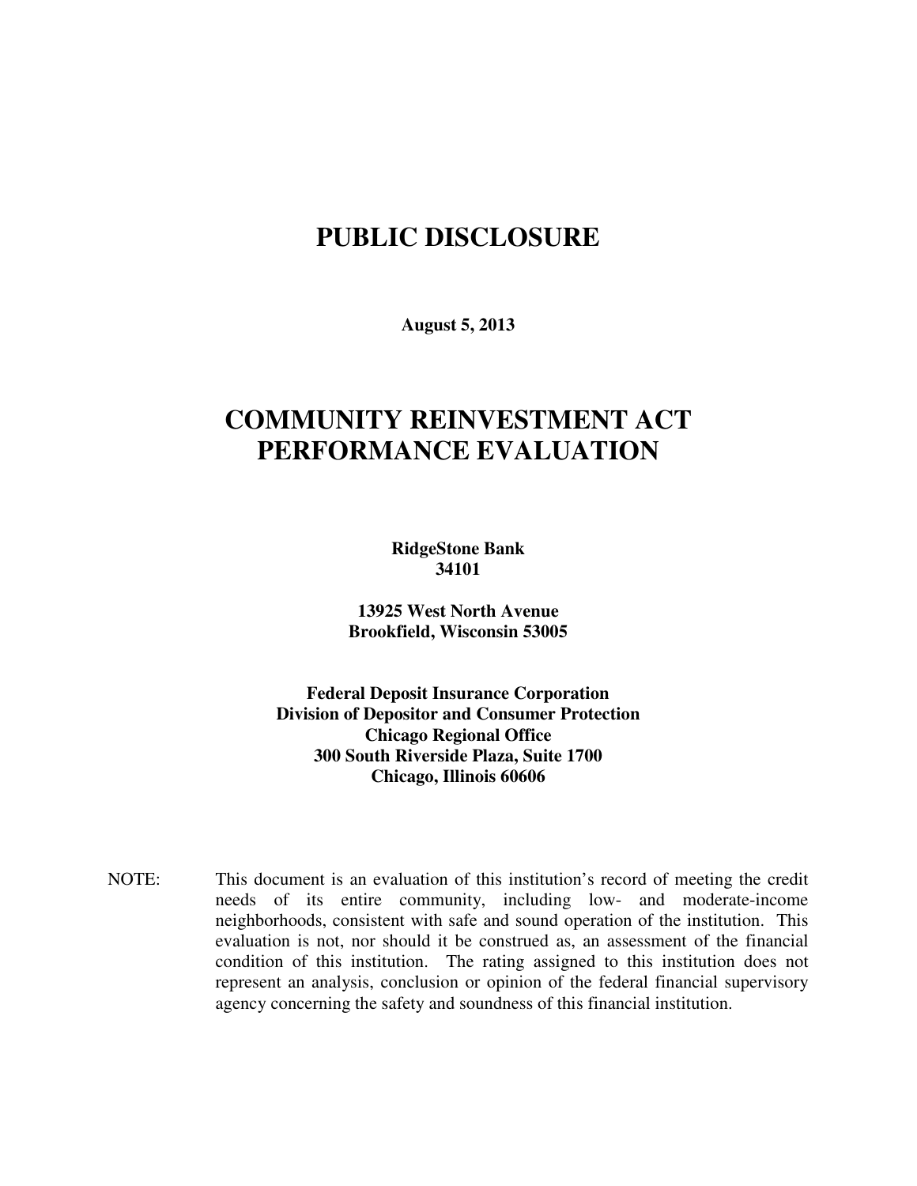# PUBLIC DISCLOSURE

**August 5, 2013**

# COMMUNITY REINVESTMENT ACT PERFORMANCE EVALUATION

**RidgeStone Bank**
**34101**

**13925 West North Avenue**
**Brookfield, Wisconsin 53005**

**Federal Deposit Insurance Corporation**
**Division of Depositor and Consumer Protection**
**Chicago Regional Office**
**300 South Riverside Plaza, Suite 1700**
**Chicago, Illinois 60606**

NOTE: This document is an evaluation of this institution's record of meeting the credit needs of its entire community, including low- and moderate-income neighborhoods, consistent with safe and sound operation of the institution. This evaluation is not, nor should it be construed as, an assessment of the financial condition of this institution. The rating assigned to this institution does not represent an analysis, conclusion or opinion of the federal financial supervisory agency concerning the safety and soundness of this financial institution.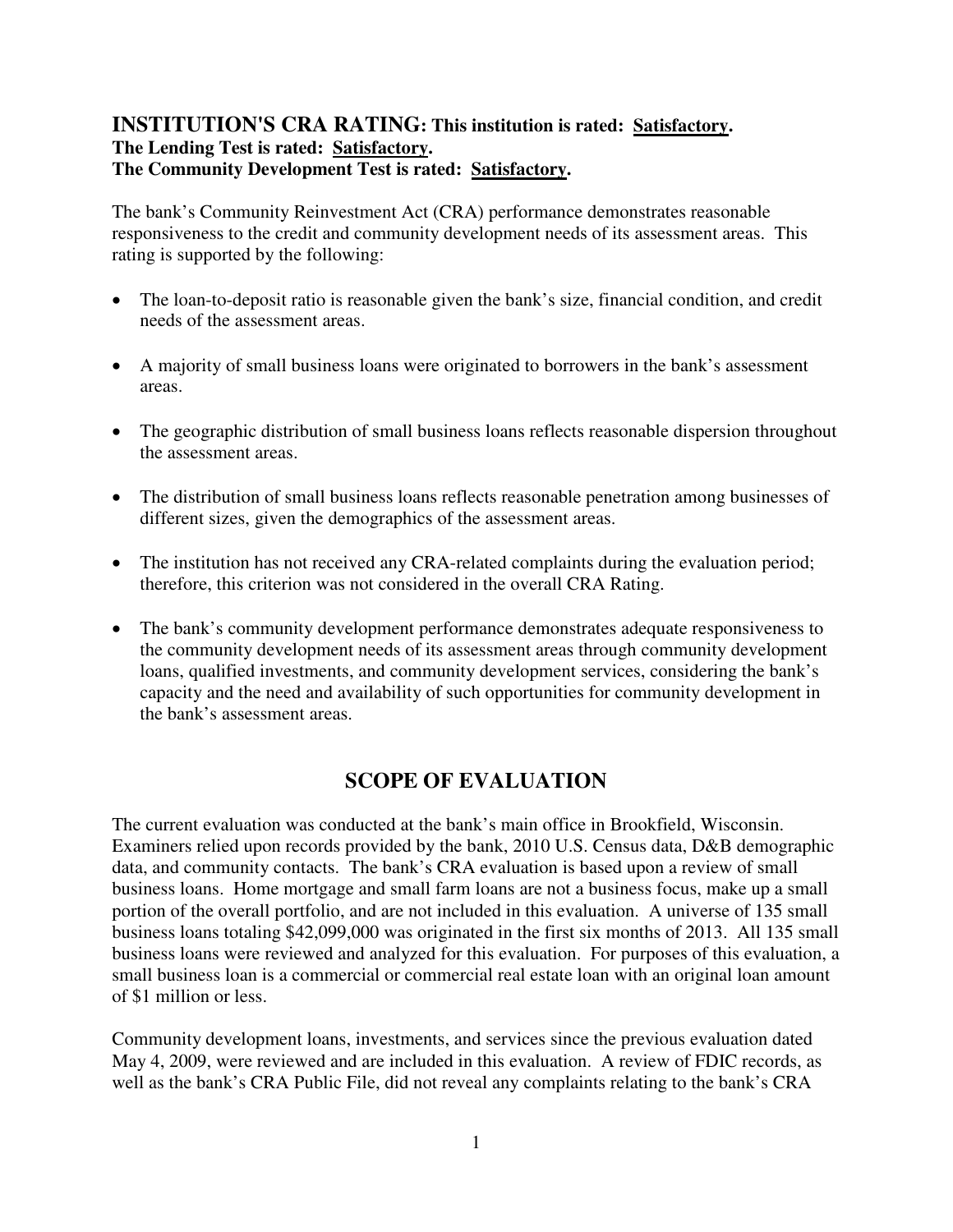## INSTITUTION'S CRA RATING: This institution is rated: Satisfactory.

**The Lending Test is rated: Satisfactory.**
**The Community Development Test is rated: Satisfactory.**

The bank's Community Reinvestment Act (CRA) performance demonstrates reasonable responsiveness to the credit and community development needs of its assessment areas. This rating is supported by the following:

- The loan-to-deposit ratio is reasonable given the bank's size, financial condition, and credit needs of the assessment areas.
- A majority of small business loans were originated to borrowers in the bank's assessment areas.
- The geographic distribution of small business loans reflects reasonable dispersion throughout the assessment areas.
- The distribution of small business loans reflects reasonable penetration among businesses of different sizes, given the demographics of the assessment areas.
- The institution has not received any CRA-related complaints during the evaluation period; therefore, this criterion was not considered in the overall CRA Rating.
- The bank's community development performance demonstrates adequate responsiveness to the community development needs of its assessment areas through community development loans, qualified investments, and community development services, considering the bank's capacity and the need and availability of such opportunities for community development in the bank's assessment areas.

## SCOPE OF EVALUATION

The current evaluation was conducted at the bank's main office in Brookfield, Wisconsin. Examiners relied upon records provided by the bank, 2010 U.S. Census data, D&B demographic data, and community contacts. The bank's CRA evaluation is based upon a review of small business loans. Home mortgage and small farm loans are not a business focus, make up a small portion of the overall portfolio, and are not included in this evaluation. A universe of 135 small business loans totaling $42,099,000 was originated in the first six months of 2013. All 135 small business loans were reviewed and analyzed for this evaluation. For purposes of this evaluation, a small business loan is a commercial or commercial real estate loan with an original loan amount of $1 million or less.

Community development loans, investments, and services since the previous evaluation dated May 4, 2009, were reviewed and are included in this evaluation. A review of FDIC records, as well as the bank's CRA Public File, did not reveal any complaints relating to the bank's CRA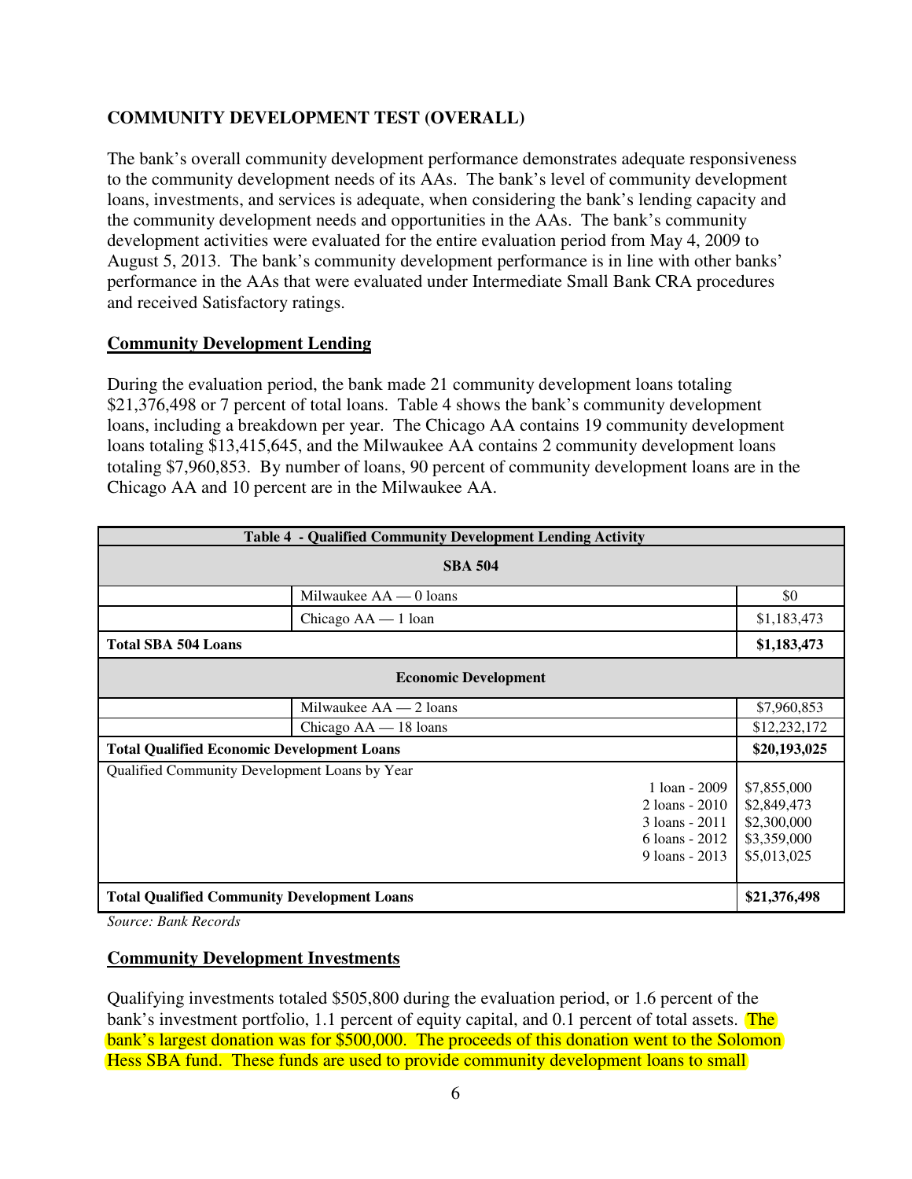## COMMUNITY DEVELOPMENT TEST (OVERALL)

The bank's overall community development performance demonstrates adequate responsiveness to the community development needs of its AAs. The bank's level of community development loans, investments, and services is adequate, when considering the bank's lending capacity and the community development needs and opportunities in the AAs. The bank's community development activities were evaluated for the entire evaluation period from May 4, 2009 to August 5, 2013. The bank's community development performance is in line with other banks' performance in the AAs that were evaluated under Intermediate Small Bank CRA procedures and received Satisfactory ratings.

### Community Development Lending

During the evaluation period, the bank made 21 community development loans totaling $21,376,498 or 7 percent of total loans. Table 4 shows the bank's community development loans, including a breakdown per year. The Chicago AA contains 19 community development loans totaling $13,415,645, and the Milwaukee AA contains 2 community development loans totaling $7,960,853. By number of loans, 90 percent of community development loans are in the Chicago AA and 10 percent are in the Milwaukee AA.

| Table 4 - Qualified Community Development Lending Activity | | |
|---|---|---|
| **SBA 504** | | |
| | Milwaukee AA — 0 loans | $0 |
| | Chicago AA — 1 loan | $1,183,473 |
| **Total SBA 504 Loans** | | **$1,183,473** |
| **Economic Development** | | |
| | Milwaukee AA — 2 loans | $7,960,853 |
| | Chicago AA — 18 loans | $12,232,172 |
| **Total Qualified Economic Development Loans** | | **$20,193,025** |
| Qualified Community Development Loans by Year | 1 loan - 2009 | $7,855,000 |
| | 2 loans - 2010 | $2,849,473 |
| | 3 loans - 2011 | $2,300,000 |
| | 6 loans - 2012 | $3,359,000 |
| | 9 loans - 2013 | $5,013,025 |
| **Total Qualified Community Development Loans** | | **$21,376,498** |

*Source: Bank Records*

### Community Development Investments

Qualifying investments totaled $505,800 during the evaluation period, or 1.6 percent of the bank's investment portfolio, 1.1 percent of equity capital, and 0.1 percent of total assets. The bank's largest donation was for $500,000. The proceeds of this donation went to the Solomon Hess SBA fund. These funds are used to provide community development loans to small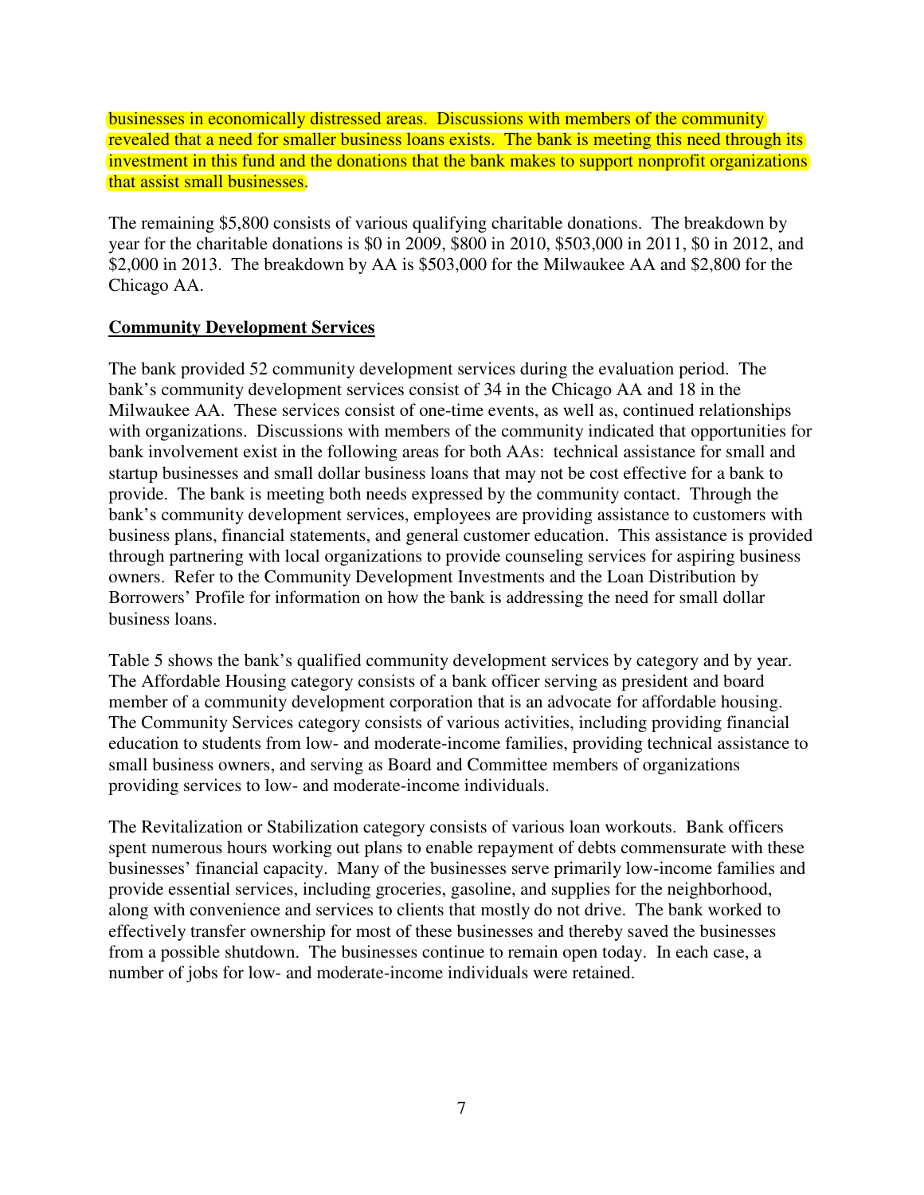businesses in economically distressed areas. Discussions with members of the community revealed that a need for smaller business loans exists. The bank is meeting this need through its investment in this fund and the donations that the bank makes to support nonprofit organizations that assist small businesses.

The remaining $5,800 consists of various qualifying charitable donations. The breakdown by year for the charitable donations is $0 in 2009, $800 in 2010, $503,000 in 2011, $0 in 2012, and $2,000 in 2013. The breakdown by AA is $503,000 for the Milwaukee AA and $2,800 for the Chicago AA.

**Community Development Services**

The bank provided 52 community development services during the evaluation period. The bank's community development services consist of 34 in the Chicago AA and 18 in the Milwaukee AA. These services consist of one-time events, as well as, continued relationships with organizations. Discussions with members of the community indicated that opportunities for bank involvement exist in the following areas for both AAs: technical assistance for small and startup businesses and small dollar business loans that may not be cost effective for a bank to provide. The bank is meeting both needs expressed by the community contact. Through the bank's community development services, employees are providing assistance to customers with business plans, financial statements, and general customer education. This assistance is provided through partnering with local organizations to provide counseling services for aspiring business owners. Refer to the Community Development Investments and the Loan Distribution by Borrowers' Profile for information on how the bank is addressing the need for small dollar business loans.

Table 5 shows the bank's qualified community development services by category and by year. The Affordable Housing category consists of a bank officer serving as president and board member of a community development corporation that is an advocate for affordable housing. The Community Services category consists of various activities, including providing financial education to students from low- and moderate-income families, providing technical assistance to small business owners, and serving as Board and Committee members of organizations providing services to low- and moderate-income individuals.

The Revitalization or Stabilization category consists of various loan workouts. Bank officers spent numerous hours working out plans to enable repayment of debts commensurate with these businesses' financial capacity. Many of the businesses serve primarily low-income families and provide essential services, including groceries, gasoline, and supplies for the neighborhood, along with convenience and services to clients that mostly do not drive. The bank worked to effectively transfer ownership for most of these businesses and thereby saved the businesses from a possible shutdown. The businesses continue to remain open today. In each case, a number of jobs for low- and moderate-income individuals were retained.